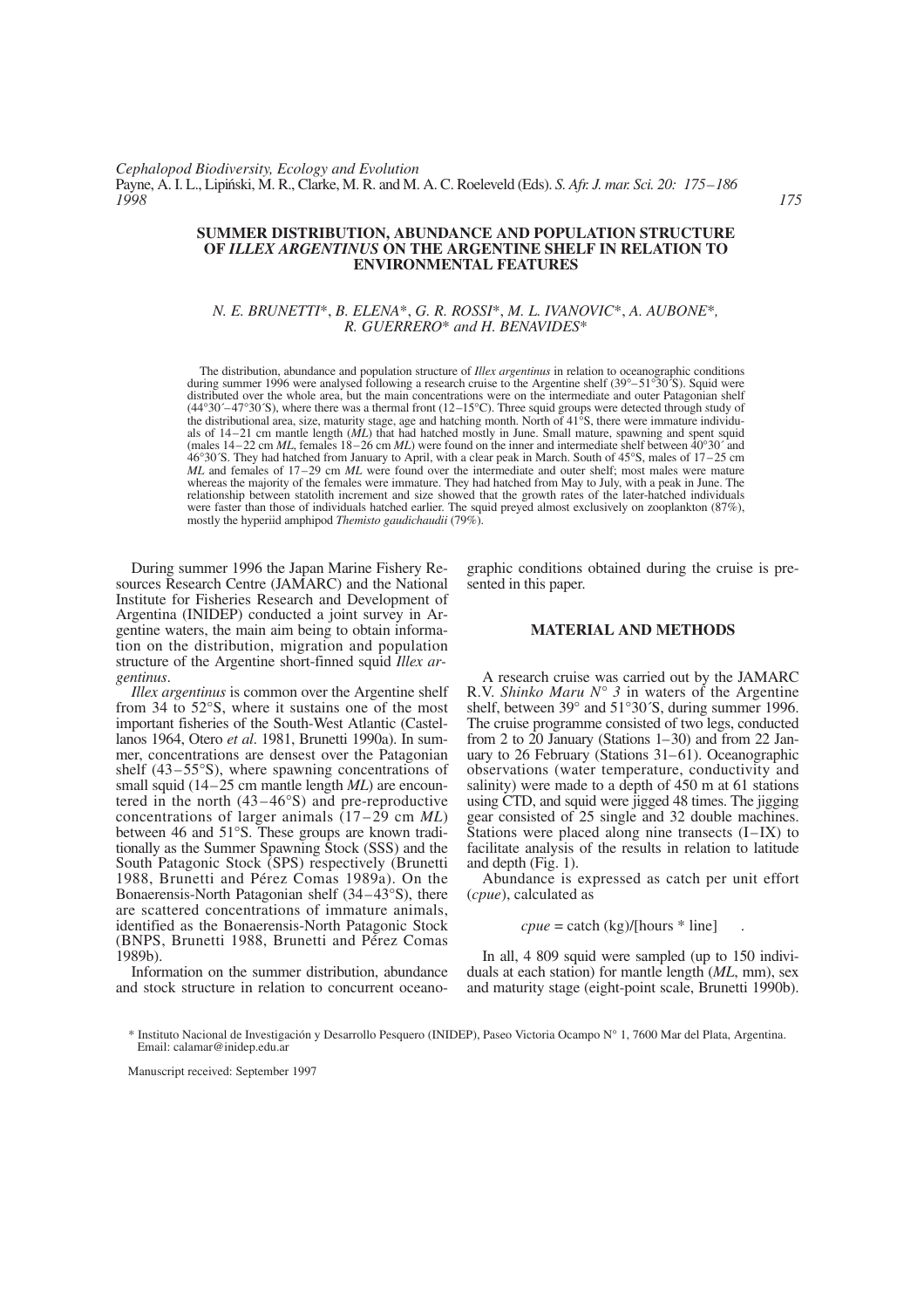*Cephalopod Biodiversity, Ecology and Evolution*
Payne, A. I. L., Lipiński, M. R., Clarke, M. R. and M. A. C. Roeleveld (Eds). *S. Afr. J. mar. Sci. 20: 175–186*
*1998*

# SUMMER DISTRIBUTION, ABUNDANCE AND POPULATION STRUCTURE OF *ILLEX ARGENTINUS* ON THE ARGENTINE SHELF IN RELATION TO ENVIRONMENTAL FEATURES

*N. E. BRUNETTI*\*, *B. ELENA*\*, *G. R. ROSSI*\*, *M. L. IVANOVIC*\*, *A. AUBONE*\*, *R. GUERRERO*\* *and H. BENAVIDES*\*

The distribution, abundance and population structure of *Illex argentinus* in relation to oceanographic conditions during summer 1996 were analysed following a research cruise to the Argentine shelf (39°–51°30´S). Squid were distributed over the whole area, but the main concentrations were on the intermediate and outer Patagonian shelf (44°30´–47°30´S), where there was a thermal front (12–15°C). Three squid groups were detected through study of the distributional area, size, maturity stage, age and hatching month. North of 41°S, there were immature individuals of 14–21 cm mantle length (*ML*) that had hatched mostly in June. Small mature, spawning and spent squid (males 14–22 cm *ML*, females 18–26 cm *ML*) were found on the inner and intermediate shelf between 40°30´ and 46°30´S. They had hatched from January to April, with a clear peak in March. South of 45°S, males of 17–25 cm *ML* and females of 17–29 cm *ML* were found over the intermediate and outer shelf; most males were mature whereas the majority of the females were immature. They had hatched from May to July, with a peak in June. The relationship between statolith increment and size showed that the growth rates of the later-hatched individuals were faster than those of individuals hatched earlier. The squid preyed almost exclusively on zooplankton (87%), mostly the hyperiid amphipod *Themisto gaudichaudii* (79%).

During summer 1996 the Japan Marine Fishery Resources Research Centre (JAMARC) and the National Institute for Fisheries Research and Development of Argentina (INIDEP) conducted a joint survey in Argentine waters, the main aim being to obtain information on the distribution, migration and population structure of the Argentine short-finned squid *Illex argentinus*.

*Illex argentinus* is common over the Argentine shelf from 34 to 52°S, where it sustains one of the most important fisheries of the South-West Atlantic (Castellanos 1964, Otero *et al*. 1981, Brunetti 1990a). In summer, concentrations are densest over the Patagonian shelf (43–55°S), where spawning concentrations of small squid (14–25 cm mantle length *ML*) are encountered in the north (43–46°S) and pre-reproductive concentrations of larger animals (17–29 cm *ML*) between 46 and 51°S. These groups are known traditionally as the Summer Spawning Stock (SSS) and the South Patagonic Stock (SPS) respectively (Brunetti 1988, Brunetti and Pérez Comas 1989a). On the Bonaerensis-North Patagonian shelf (34–43°S), there are scattered concentrations of immature animals, identified as the Bonaerensis-North Patagonic Stock (BNPS, Brunetti 1988, Brunetti and Pérez Comas 1989b).

Information on the summer distribution, abundance and stock structure in relation to concurrent oceanographic conditions obtained during the cruise is presented in this paper.

## MATERIAL AND METHODS

A research cruise was carried out by the JAMARC R.V. *Shinko Maru N° 3* in waters of the Argentine shelf, between 39° and 51°30´S, during summer 1996. The cruise programme consisted of two legs, conducted from 2 to 20 January (Stations 1–30) and from 22 January to 26 February (Stations 31–61). Oceanographic observations (water temperature, conductivity and salinity) were made to a depth of 450 m at 61 stations using CTD, and squid were jigged 48 times. The jigging gear consisted of 25 single and 32 double machines. Stations were placed along nine transects (I–IX) to facilitate analysis of the results in relation to latitude and depth (Fig. 1).

Abundance is expressed as catch per unit effort (*cpue*), calculated as

$$cpue = \text{catch (kg)}/[\text{hours} * \text{line}] \quad .$$

In all, 4 809 squid were sampled (up to 150 individuals at each station) for mantle length (*ML*, mm), sex and maturity stage (eight-point scale, Brunetti 1990b).

\* Instituto Nacional de Investigación y Desarrollo Pesquero (INIDEP), Paseo Victoria Ocampo N° 1, 7600 Mar del Plata, Argentina. Email: calamar@inidep.edu.ar

Manuscript received: September 1997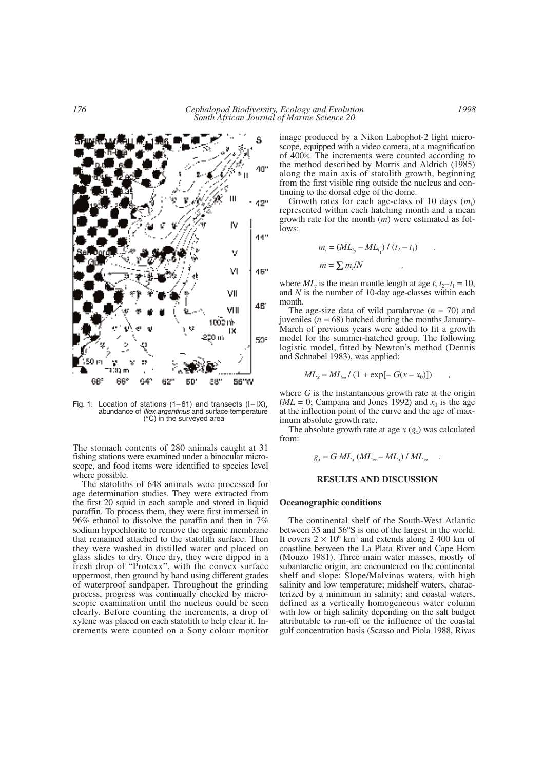Fig. 1: Location of stations (1–61) and transects (I–IX), abundance of *Illex argentinus* and surface temperature (°C) in the surveyed area

The stomach contents of 280 animals caught at 31 fishing stations were examined under a binocular microscope, and food items were identified to species level where possible.

The statoliths of 648 animals were processed for age determination studies. They were extracted from the first 20 squid in each sample and stored in liquid paraffin. To process them, they were first immersed in 96% ethanol to dissolve the paraffin and then in 7% sodium hypochlorite to remove the organic membrane that remained attached to the statolith surface. Then they were washed in distilled water and placed on glass slides to dry. Once dry, they were dipped in a fresh drop of "Protexx", with the convex surface uppermost, then ground by hand using different grades of waterproof sandpaper. Throughout the grinding process, progress was continually checked by microscopic examination until the nucleus could be seen clearly. Before counting the increments, a drop of xylene was placed on each statolith to help clear it. Increments were counted on a Sony colour monitor image produced by a Nikon Labophot-2 light microscope, equipped with a video camera, at a magnification of 400×. The increments were counted according to the method described by Morris and Aldrich (1985) along the main axis of statolith growth, beginning from the first visible ring outside the nucleus and continuing to the dorsal edge of the dome.

Growth rates for each age-class of 10 days ($m_i$) represented within each hatching month and a mean growth rate for the month ($m$) were estimated as follows:

$$m_i = (ML_{t_2} - ML_{t_1}) / (t_2 - t_1) \quad .$$

$$m = \sum m_i / N \quad ,$$

where $ML_t$ is the mean mantle length at age $t$; $t_2 - t_1 = 10$, and $N$ is the number of 10-day age-classes within each month.

The age-size data of wild paralarvae ($n = 70$) and juveniles ($n = 68$) hatched during the months January-March of previous years were added to fit a growth model for the summer-hatched group. The following logistic model, fitted by Newton's method (Dennis and Schnabel 1983), was applied:

$$ML_x = ML_\infty / (1 + \exp[-G(x - x_0)]) \quad ,$$

where $G$ is the instantaneous growth rate at the origin ($ML = 0$; Campana and Jones 1992) and $x_0$ is the age at the inflection point of the curve and the age of maximum absolute growth rate.

The absolute growth rate at age $x$ ($g_x$) was calculated from:

$$g_x = G\, ML_x\, (ML_\infty - ML_x) / ML_\infty \quad .$$

## RESULTS AND DISCUSSION

### Oceanographic conditions

The continental shelf of the South-West Atlantic between 35 and 56°S is one of the largest in the world. It covers $2 \times 10^6$ km$^2$ and extends along 2 400 km of coastline between the La Plata River and Cape Horn (Mouzo 1981). Three main water masses, mostly of subantarctic origin, are encountered on the continental shelf and slope: Slope/Malvinas waters, with high salinity and low temperature; midshelf waters, characterized by a minimum in salinity; and coastal waters, defined as a vertically homogeneous water column with low or high salinity depending on the salt budget attributable to run-off or the influence of the coastal gulf concentration basis (Scasso and Piola 1988, Rivas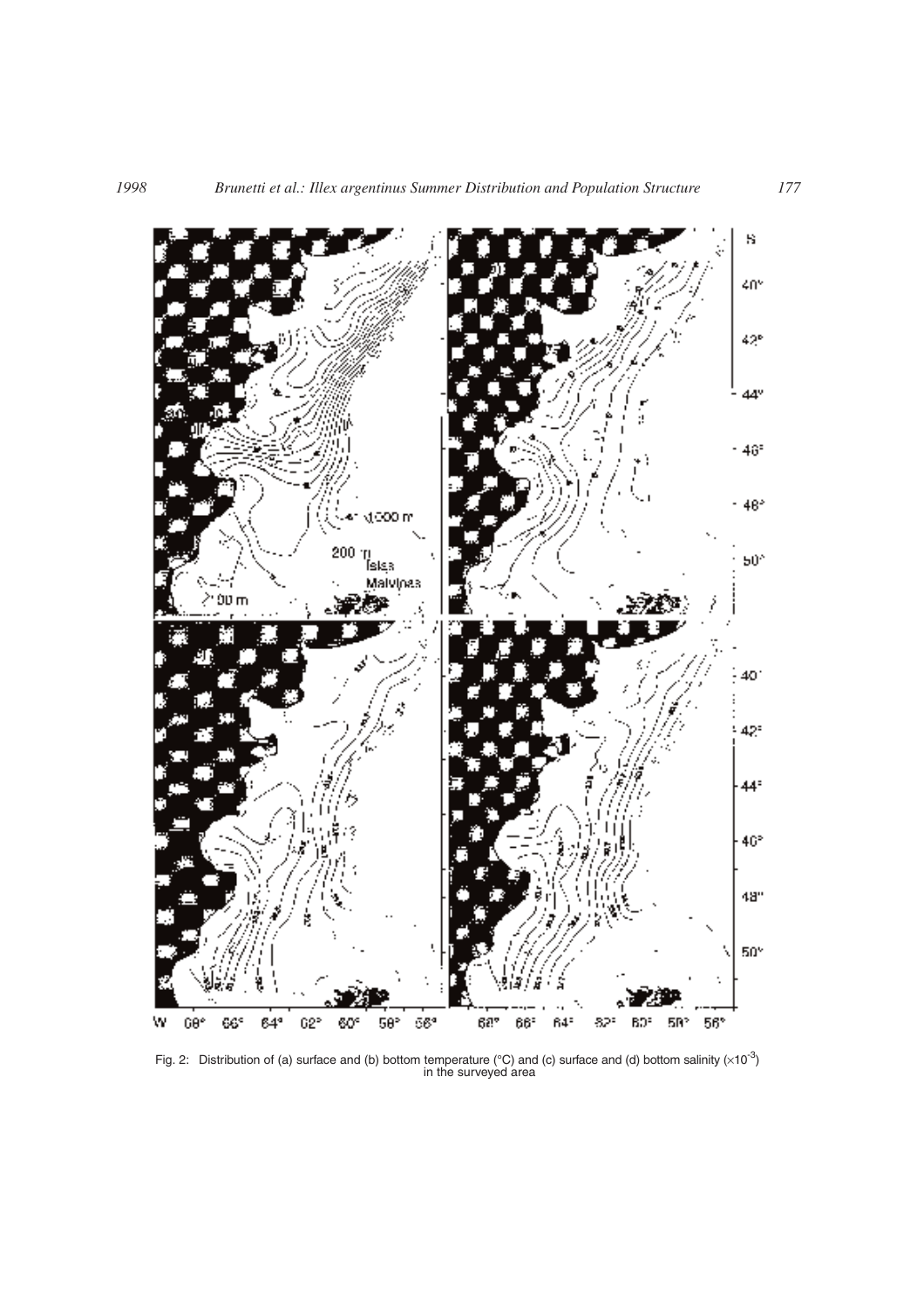Fig. 2: Distribution of (a) surface and (b) bottom temperature (°C) and (c) surface and (d) bottom salinity ($\times 10^{-3}$) in the surveyed area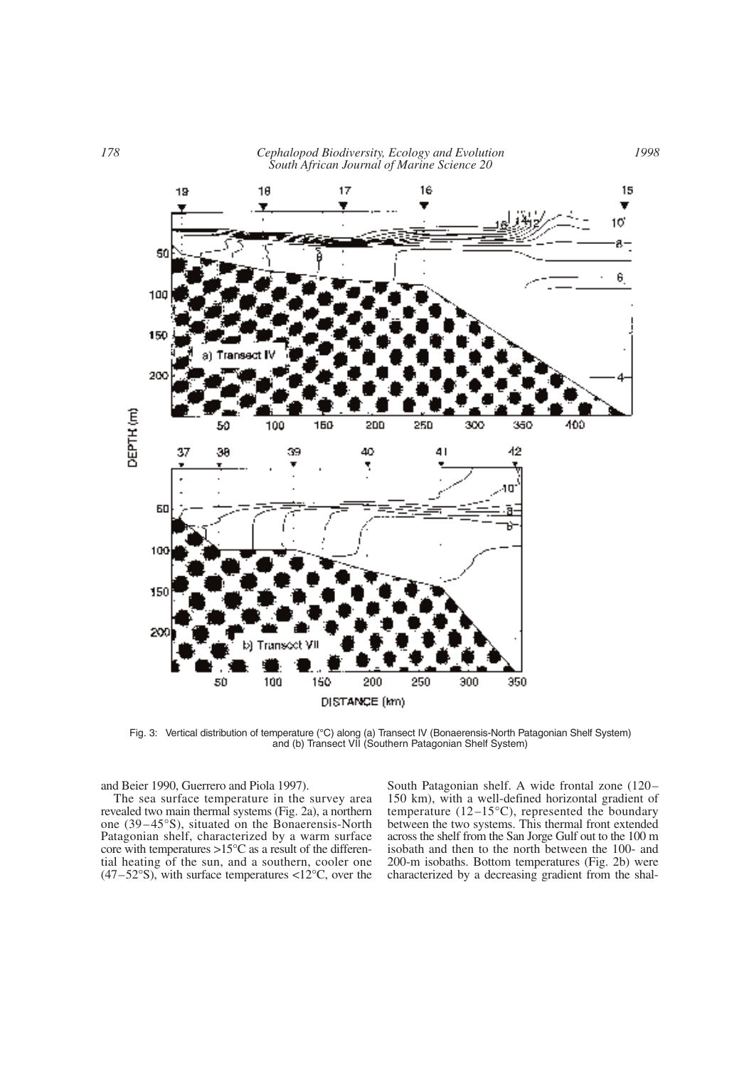Fig. 3: Vertical distribution of temperature (°C) along (a) Transect IV (Bonaerensis-North Patagonian Shelf System) and (b) Transect VII (Southern Patagonian Shelf System)

and Beier 1990, Guerrero and Piola 1997).

The sea surface temperature in the survey area revealed two main thermal systems (Fig. 2a), a northern one (39–45°S), situated on the Bonaerensis-North Patagonian shelf, characterized by a warm surface core with temperatures >15°C as a result of the differential heating of the sun, and a southern, cooler one (47–52°S), with surface temperatures <12°C, over the South Patagonian shelf. A wide frontal zone (120–150 km), with a well-defined horizontal gradient of temperature (12–15°C), represented the boundary between the two systems. This thermal front extended across the shelf from the San Jorge Gulf out to the 100 m isobath and then to the north between the 100- and 200-m isobaths. Bottom temperatures (Fig. 2b) were characterized by a decreasing gradient from the shal-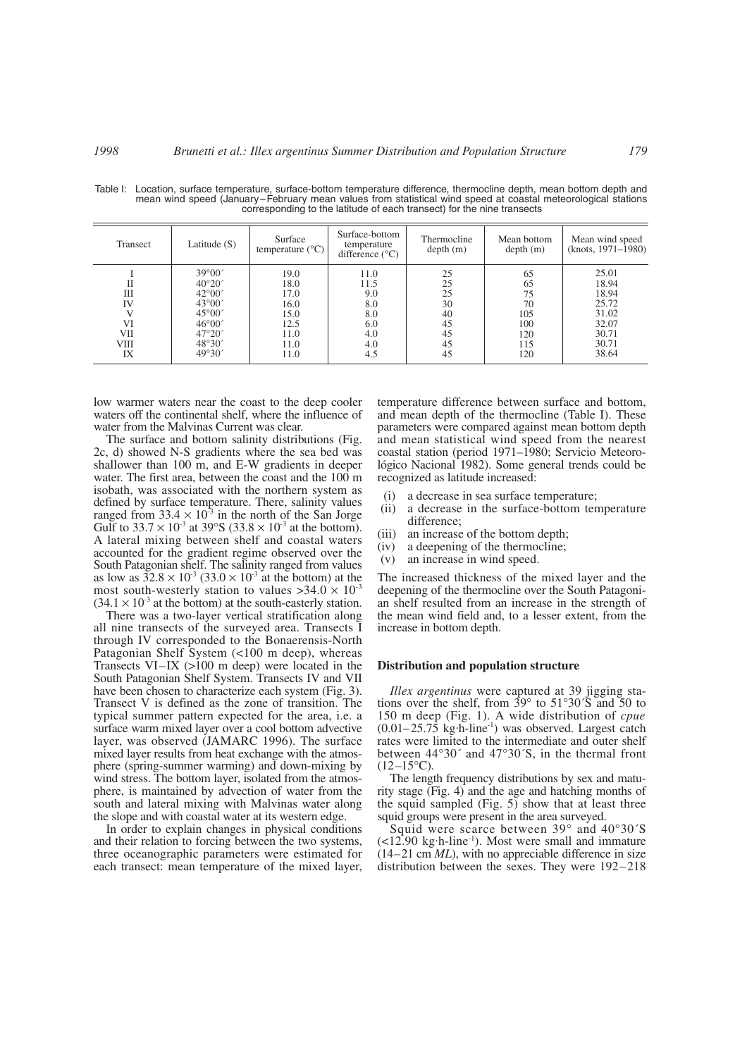Table I: Location, surface temperature, surface-bottom temperature difference, thermocline depth, mean bottom depth and mean wind speed (January–February mean values from statistical wind speed at coastal meteorological stations corresponding to the latitude of each transect) for the nine transects

| Transect | Latitude (S) | Surface temperature (°C) | Surface-bottom temperature difference (°C) | Thermocline depth (m) | Mean bottom depth (m) | Mean wind speed (knots, 1971–1980) |
|---|---|---|---|---|---|---|
| I | 39°00´ | 19.0 | 11.0 | 25 | 65 | 25.01 |
| II | 40°20´ | 18.0 | 11.5 | 25 | 65 | 18.94 |
| III | 42°00´ | 17.0 | 9.0 | 25 | 75 | 18.94 |
| IV | 43°00´ | 16.0 | 8.0 | 30 | 70 | 25.72 |
| V | 45°00´ | 15.0 | 8.0 | 40 | 105 | 31.02 |
| VI | 46°00´ | 12.5 | 6.0 | 45 | 100 | 32.07 |
| VII | 47°20´ | 11.0 | 4.0 | 45 | 120 | 30.71 |
| VIII | 48°30´ | 11.0 | 4.0 | 45 | 115 | 30.71 |
| IX | 49°30´ | 11.0 | 4.5 | 45 | 120 | 38.64 |

low warmer waters near the coast to the deep cooler waters off the continental shelf, where the influence of water from the Malvinas Current was clear.

The surface and bottom salinity distributions (Fig. 2c, d) showed N-S gradients where the sea bed was shallower than 100 m, and E-W gradients in deeper water. The first area, between the coast and the 100 m isobath, was associated with the northern system as defined by surface temperature. There, salinity values ranged from $33.4 \times 10^{-3}$ in the north of the San Jorge Gulf to $33.7 \times 10^{-3}$ at 39°S ($33.8 \times 10^{-3}$ at the bottom). A lateral mixing between shelf and coastal waters accounted for the gradient regime observed over the South Patagonian shelf. The salinity ranged from values as low as $32.8 \times 10^{-3}$ ($33.0 \times 10^{-3}$ at the bottom) at the most south-westerly station to values $>34.0 \times 10^{-3}$ ($34.1 \times 10^{-3}$ at the bottom) at the south-easterly station.

There was a two-layer vertical stratification along all nine transects of the surveyed area. Transects I through IV corresponded to the Bonaerensis-North Patagonian Shelf System (<100 m deep), whereas Transects VI–IX (>100 m deep) were located in the South Patagonian Shelf System. Transects IV and VII have been chosen to characterize each system (Fig. 3). Transect V is defined as the zone of transition. The typical summer pattern expected for the area, i.e. a surface warm mixed layer over a cool bottom advective layer, was observed (JAMARC 1996). The surface mixed layer results from heat exchange with the atmosphere (spring-summer warming) and down-mixing by wind stress. The bottom layer, isolated from the atmosphere, is maintained by advection of water from the south and lateral mixing with Malvinas water along the slope and with coastal water at its western edge.

In order to explain changes in physical conditions and their relation to forcing between the two systems, three oceanographic parameters were estimated for each transect: mean temperature of the mixed layer, temperature difference between surface and bottom, and mean depth of the thermocline (Table I). These parameters were compared against mean bottom depth and mean statistical wind speed from the nearest coastal station (period 1971–1980; Servicio Meteorológico Nacional 1982). Some general trends could be recognized as latitude increased:

(i) a decrease in sea surface temperature;
(ii) a decrease in the surface-bottom temperature difference;
(iii) an increase of the bottom depth;
(iv) a deepening of the thermocline;
(v) an increase in wind speed.

The increased thickness of the mixed layer and the deepening of the thermocline over the South Patagonian shelf resulted from an increase in the strength of the mean wind field and, to a lesser extent, from the increase in bottom depth.

### Distribution and population structure

*Illex argentinus* were captured at 39 jigging stations over the shelf, from 39° to 51°30´S and 50 to 150 m deep (Fig. 1). A wide distribution of *cpue* (0.01–25.75 kg·h-line$^{-1}$) was observed. Largest catch rates were limited to the intermediate and outer shelf between 44°30´ and 47°30´S, in the thermal front (12–15°C).

The length frequency distributions by sex and maturity stage (Fig. 4) and the age and hatching months of the squid sampled (Fig. 5) show that at least three squid groups were present in the area surveyed.

Squid were scarce between 39° and 40°30´S (<12.90 kg·h-line$^{-1}$). Most were small and immature (14–21 cm *ML*), with no appreciable difference in size distribution between the sexes. They were 192–218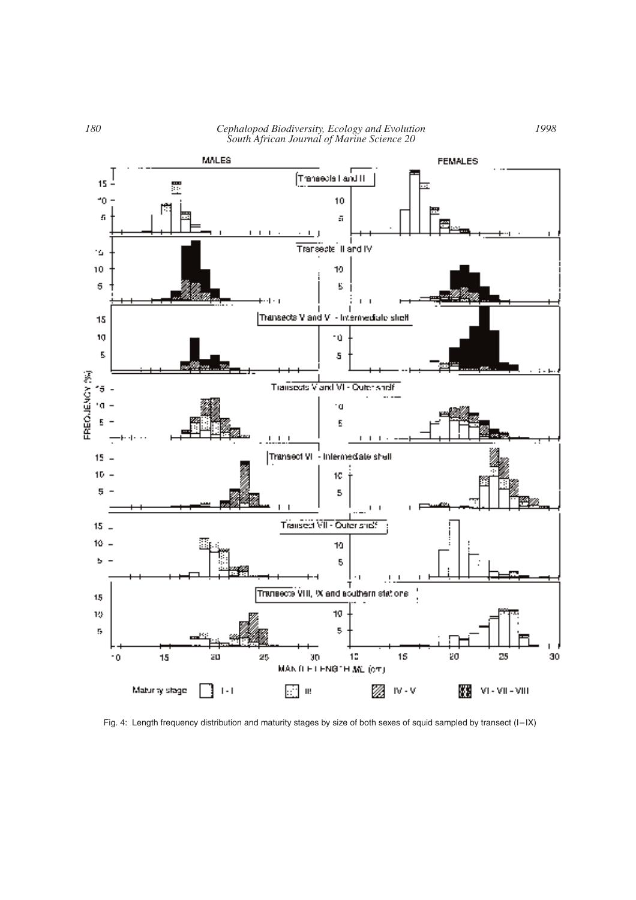Fig. 4: Length frequency distribution and maturity stages by size of both sexes of squid sampled by transect (I–IX)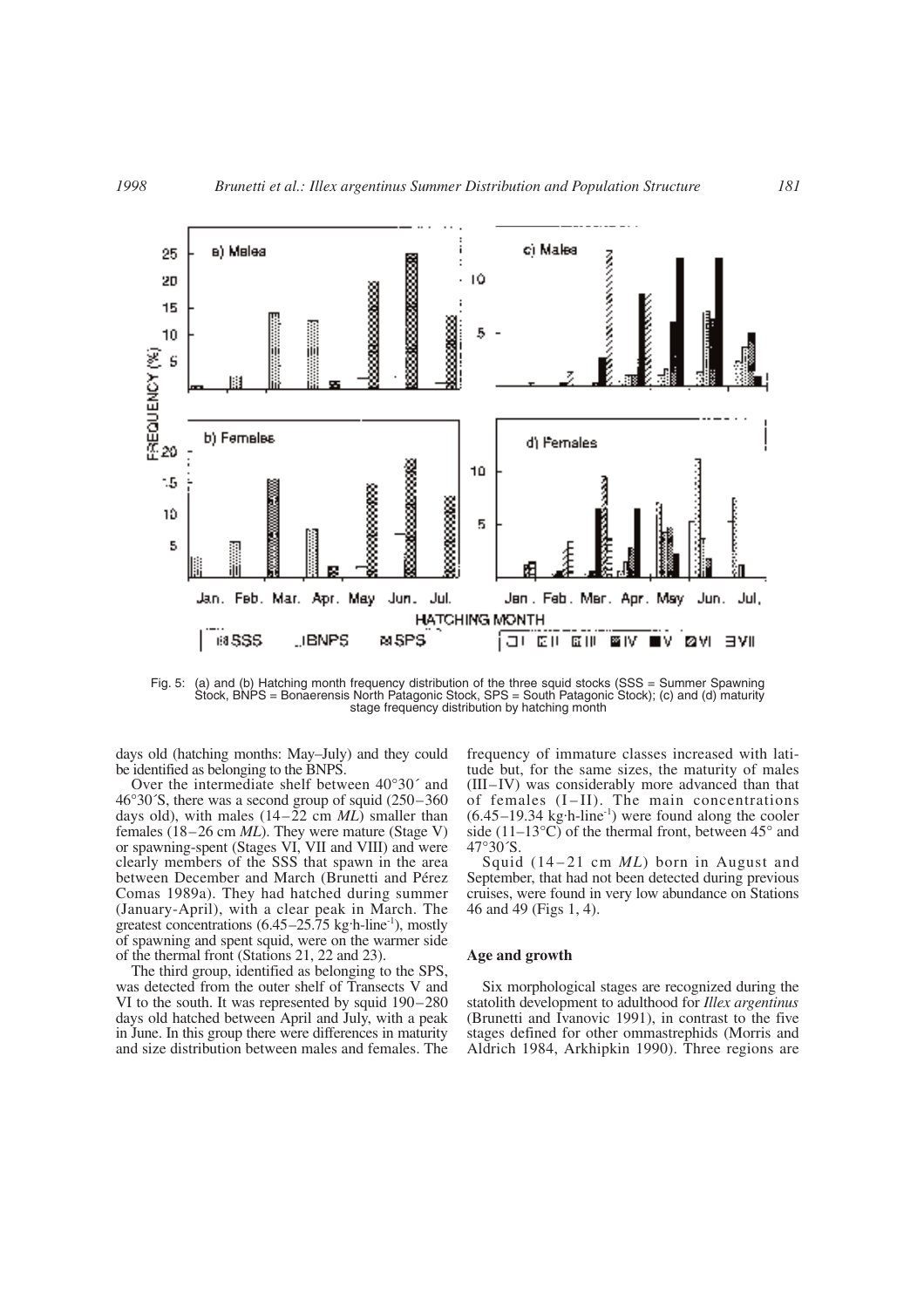Fig. 5: (a) and (b) Hatching month frequency distribution of the three squid stocks (SSS = Summer Spawning Stock, BNPS = Bonaerensis North Patagonic Stock, SPS = South Patagonic Stock); (c) and (d) maturity stage frequency distribution by hatching month

days old (hatching months: May–July) and they could be identified as belonging to the BNPS.

Over the intermediate shelf between 40°30´ and 46°30´S, there was a second group of squid (250–360 days old), with males (14–22 cm *ML*) smaller than females (18–26 cm *ML*). They were mature (Stage V) or spawning-spent (Stages VI, VII and VIII) and were clearly members of the SSS that spawn in the area between December and March (Brunetti and Pérez Comas 1989a). They had hatched during summer (January-April), with a clear peak in March. The greatest concentrations (6.45–25.75 kg·h-line$^{-1}$), mostly of spawning and spent squid, were on the warmer side of the thermal front (Stations 21, 22 and 23).

The third group, identified as belonging to the SPS, was detected from the outer shelf of Transects V and VI to the south. It was represented by squid 190–280 days old hatched between April and July, with a peak in June. In this group there were differences in maturity and size distribution between males and females. The frequency of immature classes increased with latitude but, for the same sizes, the maturity of males (III–IV) was considerably more advanced than that of females (I–II). The main concentrations (6.45–19.34 kg·h-line$^{-1}$) were found along the cooler side (11–13°C) of the thermal front, between 45° and 47°30´S.

Squid (14–21 cm *ML*) born in August and September, that had not been detected during previous cruises, were found in very low abundance on Stations 46 and 49 (Figs 1, 4).

## Age and growth

Six morphological stages are recognized during the statolith development to adulthood for *Illex argentinus* (Brunetti and Ivanovic 1991), in contrast to the five stages defined for other ommastrephids (Morris and Aldrich 1984, Arkhipkin 1990). Three regions are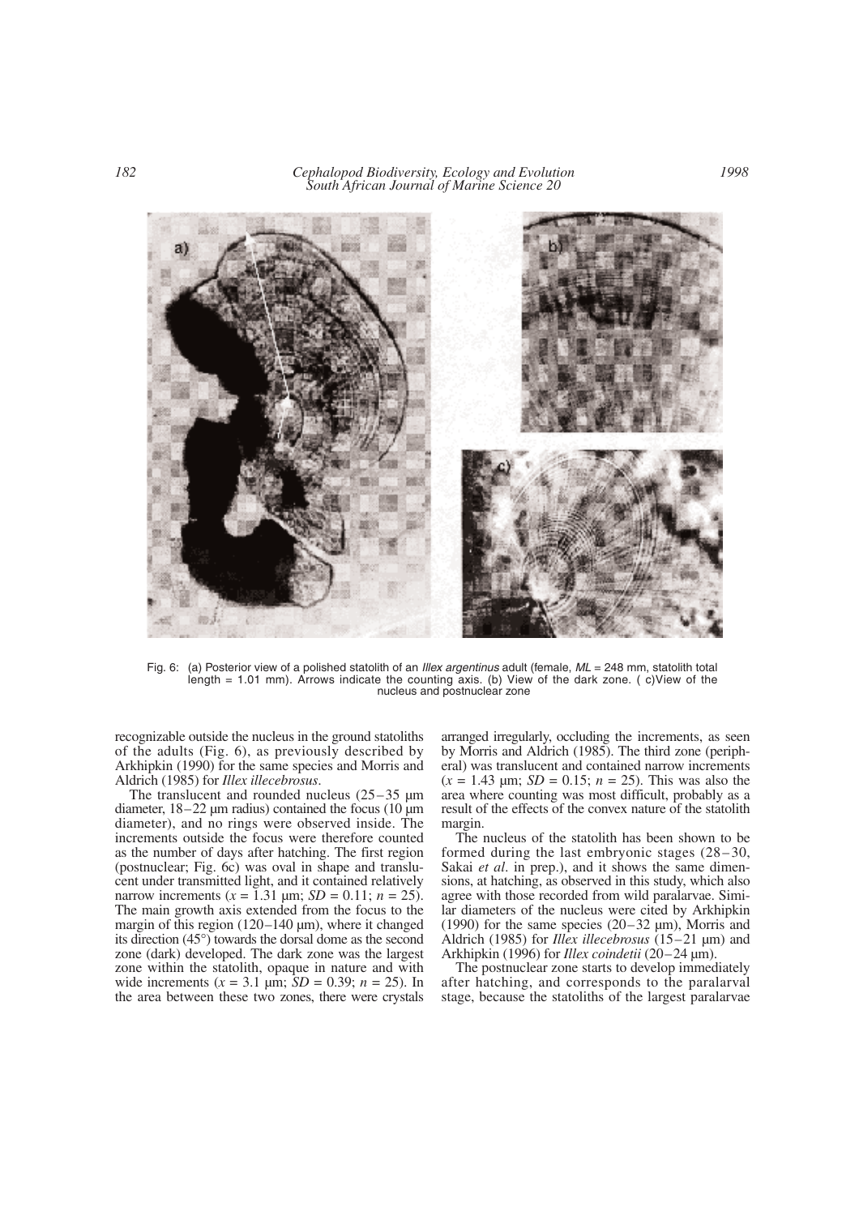Fig. 6: (a) Posterior view of a polished statolith of an *Illex argentinus* adult (female, *ML* = 248 mm, statolith total length = 1.01 mm). Arrows indicate the counting axis. (b) View of the dark zone. ( c)View of the nucleus and postnuclear zone

recognizable outside the nucleus in the ground statoliths of the adults (Fig. 6), as previously described by Arkhipkin (1990) for the same species and Morris and Aldrich (1985) for *Illex illecebrosus*.

The translucent and rounded nucleus (25–35 µm diameter, 18–22 µm radius) contained the focus (10 µm diameter), and no rings were observed inside. The increments outside the focus were therefore counted as the number of days after hatching. The first region (postnuclear; Fig. 6c) was oval in shape and translucent under transmitted light, and it contained relatively narrow increments ($x$ = 1.31 µm; $SD$ = 0.11; $n$ = 25). The main growth axis extended from the focus to the margin of this region (120–140 µm), where it changed its direction (45°) towards the dorsal dome as the second zone (dark) developed. The dark zone was the largest zone within the statolith, opaque in nature and with wide increments ($x$ = 3.1 µm; $SD$ = 0.39; $n$ = 25). In the area between these two zones, there were crystals arranged irregularly, occluding the increments, as seen by Morris and Aldrich (1985). The third zone (peripheral) was translucent and contained narrow increments ($x$ = 1.43 µm; $SD$ = 0.15; $n$ = 25). This was also the area where counting was most difficult, probably as a result of the effects of the convex nature of the statolith margin.

The nucleus of the statolith has been shown to be formed during the last embryonic stages (28–30, Sakai *et al*. in prep.), and it shows the same dimensions, at hatching, as observed in this study, which also agree with those recorded from wild paralarvae. Similar diameters of the nucleus were cited by Arkhipkin (1990) for the same species (20–32 µm), Morris and Aldrich (1985) for *Illex illecebrosus* (15–21 µm) and Arkhipkin (1996) for *Illex coindetii* (20–24 µm).

The postnuclear zone starts to develop immediately after hatching, and corresponds to the paralarval stage, because the statoliths of the largest paralarvae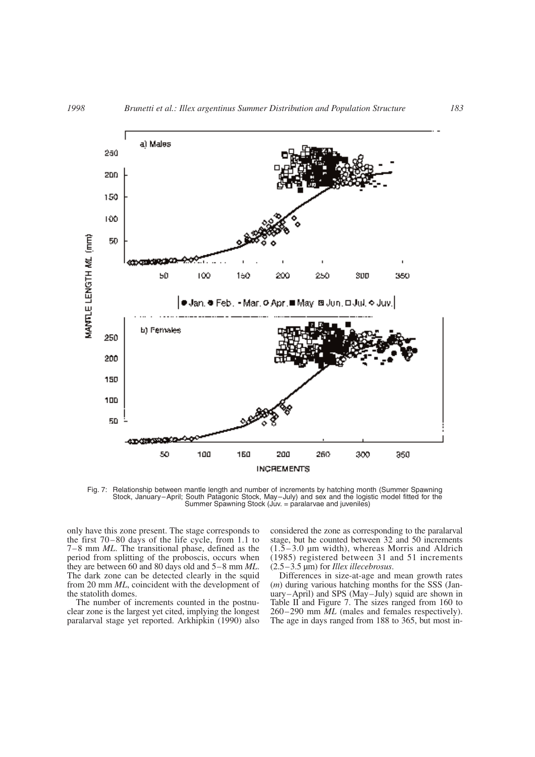Fig. 7: Relationship between mantle length and number of increments by hatching month (Summer Spawning Stock, January–April; South Patagonic Stock, May–July) and sex and the logistic model fitted for the Summer Spawning Stock (Juv. = paralarvae and juveniles)

only have this zone present. The stage corresponds to the first 70–80 days of the life cycle, from 1.1 to 7–8 mm *ML*. The transitional phase, defined as the period from splitting of the proboscis, occurs when they are between 60 and 80 days old and 5–8 mm *ML*. The dark zone can be detected clearly in the squid from 20 mm *ML*, coincident with the development of the statolith domes.

The number of increments counted in the postnuclear zone is the largest yet cited, implying the longest paralarval stage yet reported. Arkhipkin (1990) also considered the zone as corresponding to the paralarval stage, but he counted between 32 and 50 increments (1.5–3.0 µm width), whereas Morris and Aldrich (1985) registered between 31 and 51 increments (2.5–3.5 µm) for *Illex illecebrosus*.

Differences in size-at-age and mean growth rates ($m$) during various hatching months for the SSS (January–April) and SPS (May–July) squid are shown in Table II and Figure 7. The sizes ranged from 160 to 260–290 mm *ML* (males and females respectively). The age in days ranged from 188 to 365, but most in-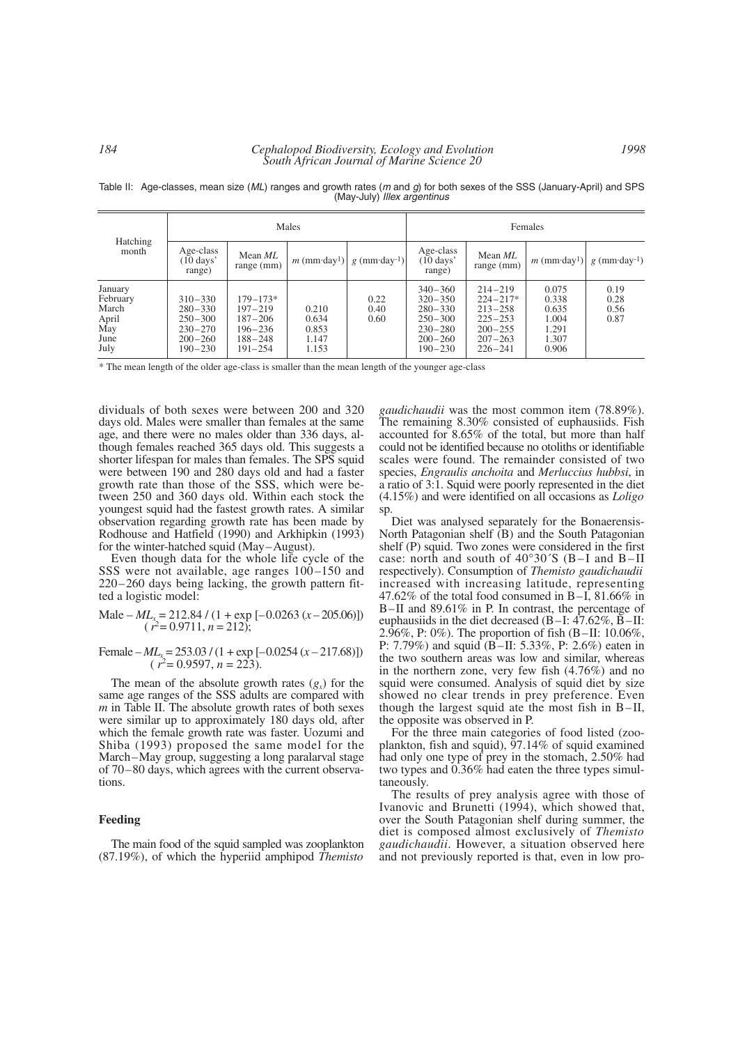Table II: Age-classes, mean size (*ML*) ranges and growth rates (*m* and *g*) for both sexes of the SSS (January-April) and SPS (May-July) *Illex argentinus*

| Hatching month | Males | | | | Females | | | |
|---|---|---|---|---|---|---|---|---|
| | Age-class (10 days' range) | Mean *ML* range (mm) | $m$ (mm·day$^{-1}$) | $g$ (mm·day$^{-1}$) | Age-class (10 days' range) | Mean *ML* range (mm) | $m$ (mm·day$^{-1}$) | $g$ (mm·day$^{-1}$) |
| January | | | | | 340–360 | 214–219 | 0.075 | 0.19 |
| February | 310–330 | 179–173* | 0.210 | 0.22 | 320–350 | 224–217* | 0.338 | 0.28 |
| March | 280–330 | 197–219 | 0.634 | 0.40 | 280–330 | 213–258 | 0.635 | 0.56 |
| April | 250–300 | 187–206 | 0.853 | 0.60 | 250–300 | 225–253 | 1.004 | 0.87 |
| May | 230–270 | 196–236 | 1.147 | | 230–280 | 200–255 | 1.291 | |
| June | 200–260 | 188–248 | 1.153 | | 200–260 | 207–263 | 1.307 | |
| July | 190–230 | 191–254 | | | 190–230 | 226–241 | 0.906 | |

\* The mean length of the older age-class is smaller than the mean length of the younger age-class

dividuals of both sexes were between 200 and 320 days old. Males were smaller than females at the same age, and there were no males older than 336 days, although females reached 365 days old. This suggests a shorter lifespan for males than females. The SPS squid were between 190 and 280 days old and had a faster growth rate than those of the SSS, which were between 250 and 360 days old. Within each stock the youngest squid had the fastest growth rates. A similar observation regarding growth rate has been made by Rodhouse and Hatfield (1990) and Arkhipkin (1993) for the winter-hatched squid (May–August).

Even though data for the whole life cycle of the SSS were not available, age ranges 100–150 and 220–260 days being lacking, the growth pattern fitted a logistic model:

Male – $ML_x = 212.84 / (1 + \exp[-0.0263\,(x - 205.06)])$
($r^2 = 0.9711$, $n = 212$);

Female – $ML_x = 253.03 / (1 + \exp[-0.0254\,(x - 217.68)])$
($r^2 = 0.9597$, $n = 223$).

The mean of the absolute growth rates ($g_x$) for the same age ranges of the SSS adults are compared with $m$ in Table II. The absolute growth rates of both sexes were similar up to approximately 180 days old, after which the female growth rate was faster. Uozumi and Shiba (1993) proposed the same model for the March–May group, suggesting a long paralarval stage of 70–80 days, which agrees with the current observations.

### Feeding

The main food of the squid sampled was zooplankton (87.19%), of which the hyperiid amphipod *Themisto gaudichaudii* was the most common item (78.89%). The remaining 8.30% consisted of euphausiids. Fish accounted for 8.65% of the total, but more than half could not be identified because no otoliths or identifiable scales were found. The remainder consisted of two species, *Engraulis anchoita* and *Merluccius hubbsi*, in a ratio of 3:1. Squid were poorly represented in the diet (4.15%) and were identified on all occasions as *Loligo* sp.

Diet was analysed separately for the Bonaerensis-North Patagonian shelf (B) and the South Patagonian shelf (P) squid. Two zones were considered in the first case: north and south of 40°30´S (B–I and B–II respectively). Consumption of *Themisto gaudichaudii* increased with increasing latitude, representing 47.62% of the total food consumed in B–I, 81.66% in B–II and 89.61% in P. In contrast, the percentage of euphausiids in the diet decreased (B–I: 47.62%, B–II: 2.96%, P: 0%). The proportion of fish (B–II: 10.06%, P: 7.79%) and squid (B–II: 5.33%, P: 2.6%) eaten in the two southern areas was low and similar, whereas in the northern zone, very few fish (4.76%) and no squid were consumed. Analysis of squid diet by size showed no clear trends in prey preference. Even though the largest squid ate the most fish in B–II, the opposite was observed in P.

For the three main categories of food listed (zooplankton, fish and squid), 97.14% of squid examined had only one type of prey in the stomach, 2.50% had two types and 0.36% had eaten the three types simultaneously.

The results of prey analysis agree with those of Ivanovic and Brunetti (1994), which showed that, over the South Patagonian shelf during summer, the diet is composed almost exclusively of *Themisto gaudichaudii*. However, a situation observed here and not previously reported is that, even in low pro-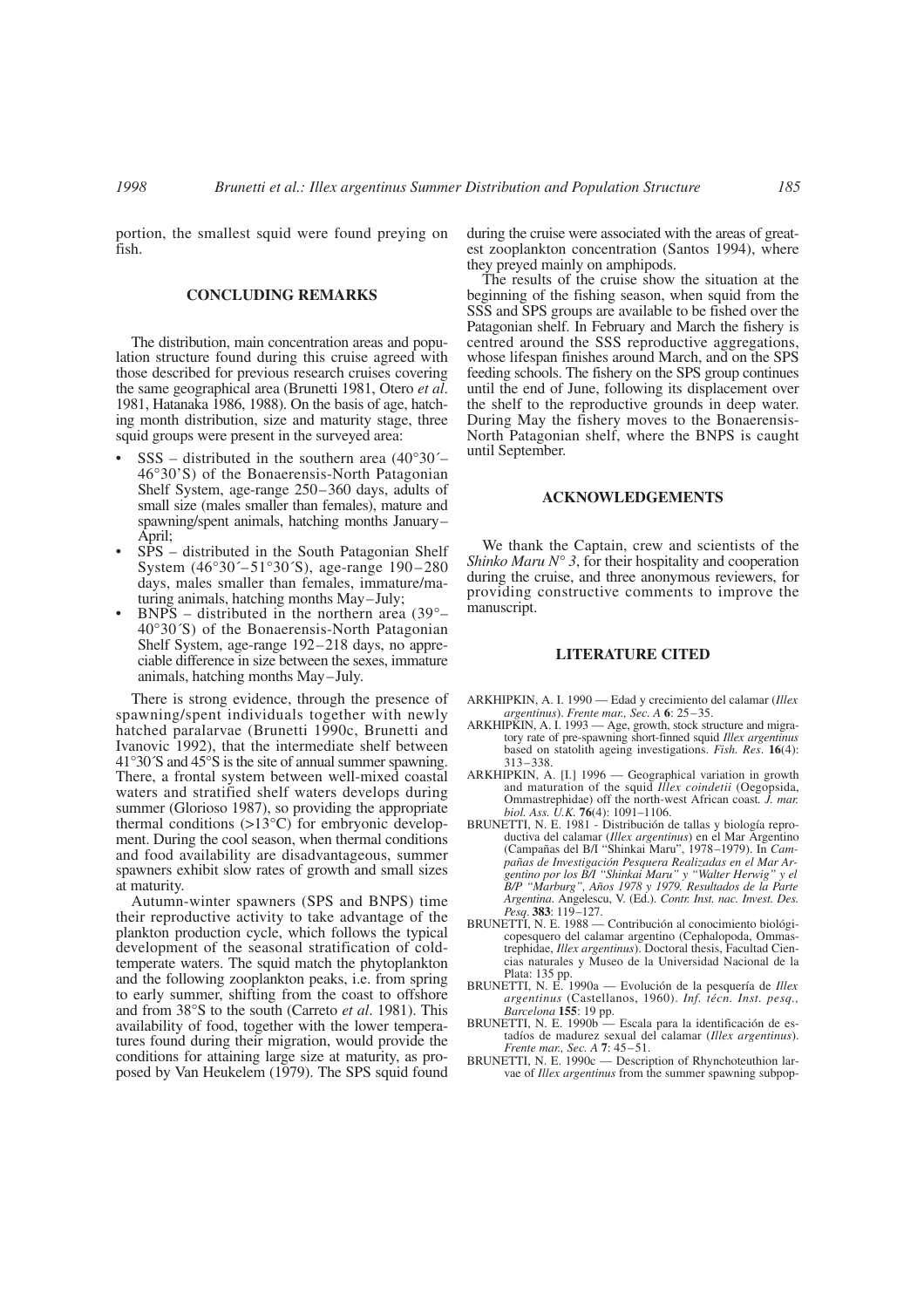portion, the smallest squid were found preying on fish.

## CONCLUDING REMARKS

The distribution, main concentration areas and population structure found during this cruise agreed with those described for previous research cruises covering the same geographical area (Brunetti 1981, Otero *et al*. 1981, Hatanaka 1986, 1988). On the basis of age, hatching month distribution, size and maturity stage, three squid groups were present in the surveyed area:

- SSS – distributed in the southern area (40°30´–46°30'S) of the Bonaerensis-North Patagonian Shelf System, age-range 250–360 days, adults of small size (males smaller than females), mature and spawning/spent animals, hatching months January–April;
- SPS – distributed in the South Patagonian Shelf System (46°30´–51°30´S), age-range 190–280 days, males smaller than females, immature/maturing animals, hatching months May–July;
- BNPS – distributed in the northern area (39°–40°30´S) of the Bonaerensis-North Patagonian Shelf System, age-range 192–218 days, no appreciable difference in size between the sexes, immature animals, hatching months May–July.

There is strong evidence, through the presence of spawning/spent individuals together with newly hatched paralarvae (Brunetti 1990c, Brunetti and Ivanovic 1992), that the intermediate shelf between 41°30´S and 45°S is the site of annual summer spawning. There, a frontal system between well-mixed coastal waters and stratified shelf waters develops during summer (Glorioso 1987), so providing the appropriate thermal conditions (>13°C) for embryonic development. During the cool season, when thermal conditions and food availability are disadvantageous, summer spawners exhibit slow rates of growth and small sizes at maturity.

Autumn-winter spawners (SPS and BNPS) time their reproductive activity to take advantage of the plankton production cycle, which follows the typical development of the seasonal stratification of cold-temperate waters. The squid match the phytoplankton and the following zooplankton peaks, i.e. from spring to early summer, shifting from the coast to offshore and from 38°S to the south (Carreto *et al*. 1981). This availability of food, together with the lower temperatures found during their migration, would provide the conditions for attaining large size at maturity, as proposed by Van Heukelem (1979). The SPS squid found during the cruise were associated with the areas of greatest zooplankton concentration (Santos 1994), where they preyed mainly on amphipods.

The results of the cruise show the situation at the beginning of the fishing season, when squid from the SSS and SPS groups are available to be fished over the Patagonian shelf. In February and March the fishery is centred around the SSS reproductive aggregations, whose lifespan finishes around March, and on the SPS feeding schools. The fishery on the SPS group continues until the end of June, following its displacement over the shelf to the reproductive grounds in deep water. During May the fishery moves to the Bonaerensis-North Patagonian shelf, where the BNPS is caught until September.

## ACKNOWLEDGEMENTS

We thank the Captain, crew and scientists of the *Shinko Maru N° 3*, for their hospitality and cooperation during the cruise, and three anonymous reviewers, for providing constructive comments to improve the manuscript.

## LITERATURE CITED

ARKHIPKIN, A. I. 1990 — Edad y crecimiento del calamar (*Illex argentinus*). *Frente mar., Sec. A* **6**: 25–35.

ARKHIPKIN, A. I. 1993 — Age, growth, stock structure and migratory rate of pre-spawning short-finned squid *Illex argentinus* based on statolith ageing investigations. *Fish. Res.* **16**(4): 313–338.

ARKHIPKIN, A. [I.] 1996 — Geographical variation in growth and maturation of the squid *Illex coindetii* (Oegopsida, Ommastrephidae) off the north-west African coast. *J. mar. biol. Ass. U.K.* **76**(4): 1091–1106.

BRUNETTI, N. E. 1981 - Distribución de tallas y biología reproductiva del calamar (*Illex argentinus*) en el Mar Argentino (Campañas del B/I "Shinkai Maru", 1978–1979). In *Campañas de Investigación Pesquera Realizadas en el Mar Argentino por los B/I "Shinkai Maru" y "Walter Herwig" y el B/P "Marburg", Años 1978 y 1979. Resultados de la Parte Argentina.* Angelescu, V. (Ed.). *Contr. Inst. nac. Invest. Des. Pesq.* **383**: 119–127.

BRUNETTI, N. E. 1988 — Contribución al conocimiento biológicopesquero del calamar argentino (Cephalopoda, Ommastrephidae, *Illex argentinus*). Doctoral thesis, Facultad Ciencias naturales y Museo de la Universidad Nacional de la Plata: 135 pp.

BRUNETTI, N. E. 1990a — Evolución de la pesquería de *Illex argentinus* (Castellanos, 1960). *Inf. técn. Inst. pesq., Barcelona* **155**: 19 pp.

BRUNETTI, N. E. 1990b — Escala para la identificación de estadíos de madurez sexual del calamar (*Illex argentinus*). *Frente mar., Sec. A* **7**: 45–51.

BRUNETTI, N. E. 1990c — Description of Rhynchoteuthion larvae of *Illex argentinus* from the summer spawning subpop-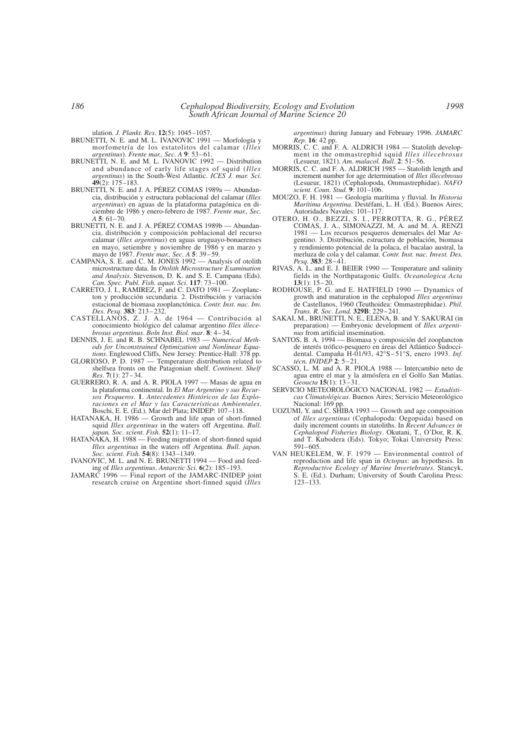ulation. *J. Plankt. Res*. **12**(5): 1045–1057.

BRUNETTI, N. E. and M. L. IVANOVIC 1991 — Morfología y morfometría de los estatolitos del calamar (*Illex argentinus*). *Frente mar., Sec. A* **9**: 53–61.

BRUNETTI, N. E. and M. L. IVANOVIC 1992 — Distribution and abundance of early life stages of squid (*Illex argentinus*) in the South-West Atlantic. *ICES J. mar. Sci*. **49**(2): 175–183.

BRUNETTI, N. E. and J. A. PÉREZ COMAS 1989a — Abundancia, distribución y estructura poblacional del calamar (*Illex argentinus*) en aguas de la plataforma patagónica en diciembre de 1986 y enero-febrero de 1987. *Frente mar., Sec. A* **5**: 61–70.

BRUNETTI, N. E. and J. A. PÉREZ COMAS 1989b — Abundancia, distribución y composición poblacional del recurso calamar (*Illex argentinus*) en aguas uruguayo-bonaerenses en mayo, setiembre y noviembre de 1986 y en marzo y mayo de 1987. *Frente mar., Sec. A* **5**: 39–59.

CAMPANA, S. E. and C. M. JONES 1992 — Analysis of otolith microstructure data. In *Otolith Microstructure Examination and Analysis*. Stevenson, D. K. and S. E. Campana (Eds). *Can. Spec. Publ. Fish. aquat. Sci*. **117**: 73–100.

CARRETO, J. I., RAMIREZ, F. and C. DATO 1981 — Zooplancton y producción secundaria. 2. Distribución y variación estacional de biomasa zooplanctónica. *Contr. Inst. nac. Inv. Des. Pesq*. **383**: 213–232.

CASTELLANOS, Z. J. A. de 1964 — Contribución al conocimiento biológico del calamar argentino *Illex illecebrosus argentinus*. *Boln Inst. Biol. mar*. **8**: 4–34.

DENNIS, J. E. and R. B. SCHNABEL 1983 — *Numerical Methods for Unconstrained Optimization and Nonlinear Equations*. Englewood Cliffs, New Jersey: Prentice-Hall: 378 pp.

GLORIOSO, P. D. 1987 — Temperature distribution related to shelfsea fronts on the Patagonian shelf. *Continent. Shelf Res*. **7**(1): 27–34.

GUERRERO, R. A. and A. R. PIOLA 1997 — Masas de agua en la plataforma continental. In *El Mar Argentino y sus Recursos Pesqueros*. **1**. *Antecedentes Históricos de las Exploraciones en el Mar y las Características Ambientales*. Boschi, E. E. (Ed.). Mar del Plata; INIDEP: 107–118.

HATANAKA, H. 1986 — Growth and life span of short-finned squid *Illex argentinus* in the waters off Argentina. *Bull. japan. Soc. scient. Fish*. **52**(1): 11–17.

HATANAKA, H. 1988 — Feeding migration of short-finned squid *Illex argentinus* in the waters off Argentina. *Bull. japan. Soc. scient. Fish*. **54**(8): 1343–1349.

IVANOVIC, M. L. and N. E. BRUNETTI 1994 — Food and feeding of *Illex argentinus*. *Antarctic Sci*. **6**(2): 185–193.

JAMARC 1996 — Final report of the JAMARC-INIDEP joint research cruise on Argentine short-finned squid (*Illex argentinus*) during January and February 1996. *JAMARC Rep*. **16**: 42 pp.

MORRIS, C. C. and F. A. ALDRICH 1984 — Statolith development in the ommastrephid squid *Illex illecebrosus* (Lesueur, 1821). *Am. malacol. Bull*. **2**: 51–56.

MORRIS, C. C. and F. A. ALDRICH 1985 — Statolith length and increment number for age determination of *Illex illecebrosus* (Lesueur, 1821) (Cephalopoda, Ommastrephidae). *NAFO scient. Coun. Stud*. **9**: 101–106.

MOUZO, F. H. 1981 — Geología marítima y fluvial. In *Historia Marítima Argentina*. Destéfani, L. H. (Ed.). Buenos Aires; Autoridades Navales: 101–117.

OTERO, H. O., BEZZI, S. I., PERROTTA, R. G., PÉREZ COMAS, J. A., SIMONAZZI, M. A. and M. A. RENZI 1981 — Los recursos pesqueros demersales del Mar Argentino. 3. Distribución, estructura de población, biomasa y rendimiento potencial de la polaca, el bacalao austral, la merluza de cola y del calamar. *Contr. Inst. nac. Invest. Des. Pesq*. **383**: 28–41.

RIVAS, A. L. and E. J. BEIER 1990 — Temperature and salinity fields in the Northpatagonic Gulfs. *Oceanologica Acta* **13**(1): 15–20.

RODHOUSE, P. G. and E. HATFIELD 1990 — Dynamics of growth and maturation in the cephalopod *Illex argentinus* de Castellanos, 1960 (Teuthoidea: Ommastrephidae). *Phil. Trans. R. Soc. Lond.* **329B**: 229–241.

SAKAI, M., BRUNETTI, N. E., ELENA, B. and Y. SAKURAI (in preparation) — Embryonic development of *Illex argentinus* from artificial insemination.

SANTOS, B. A. 1994 — Biomasa y composición del zooplancton de interés trófico-pesquero en áreas del Atlántico Sudoccidental. Campaña H-01/93, 42°S–51°S, enero 1993. *Inf. técn. INIDEP* **2**: 5–21.

SCASSO, L. M. and A. R. PIOLA 1988 — Intercambio neto de agua entre el mar y la atmósfera en el Golfo San Matías. *Geoacta* **15**(1): 13–31.

SERVICIO METEOROLÓGICO NACIONAL 1982 — *Estadísticas Climatológicas*. Buenos Aires; Servicio Meteorológico Nacional: 169 pp.

UOZUMI, Y. and C. SHIBA 1993 — Growth and age composition of *Illex argentinus* (Cephalopoda: Oegopsida) based on daily increment counts in statoliths. In *Recent Advances in Cephalopod Fisheries Biology*. Okutani, T., O'Dor, R. K. and T. Kubodera (Eds). Tokyo; Tokai University Press: 591–605.

VAN HEUKELEM, W. F. 1979 — Environmental control of reproduction and life span in *Octopus*: an hypothesis. In *Reproductive Ecology of Marine Invertebrates*. Stancyk, S. E. (Ed.). Durham; University of South Carolina Press: 123–133.